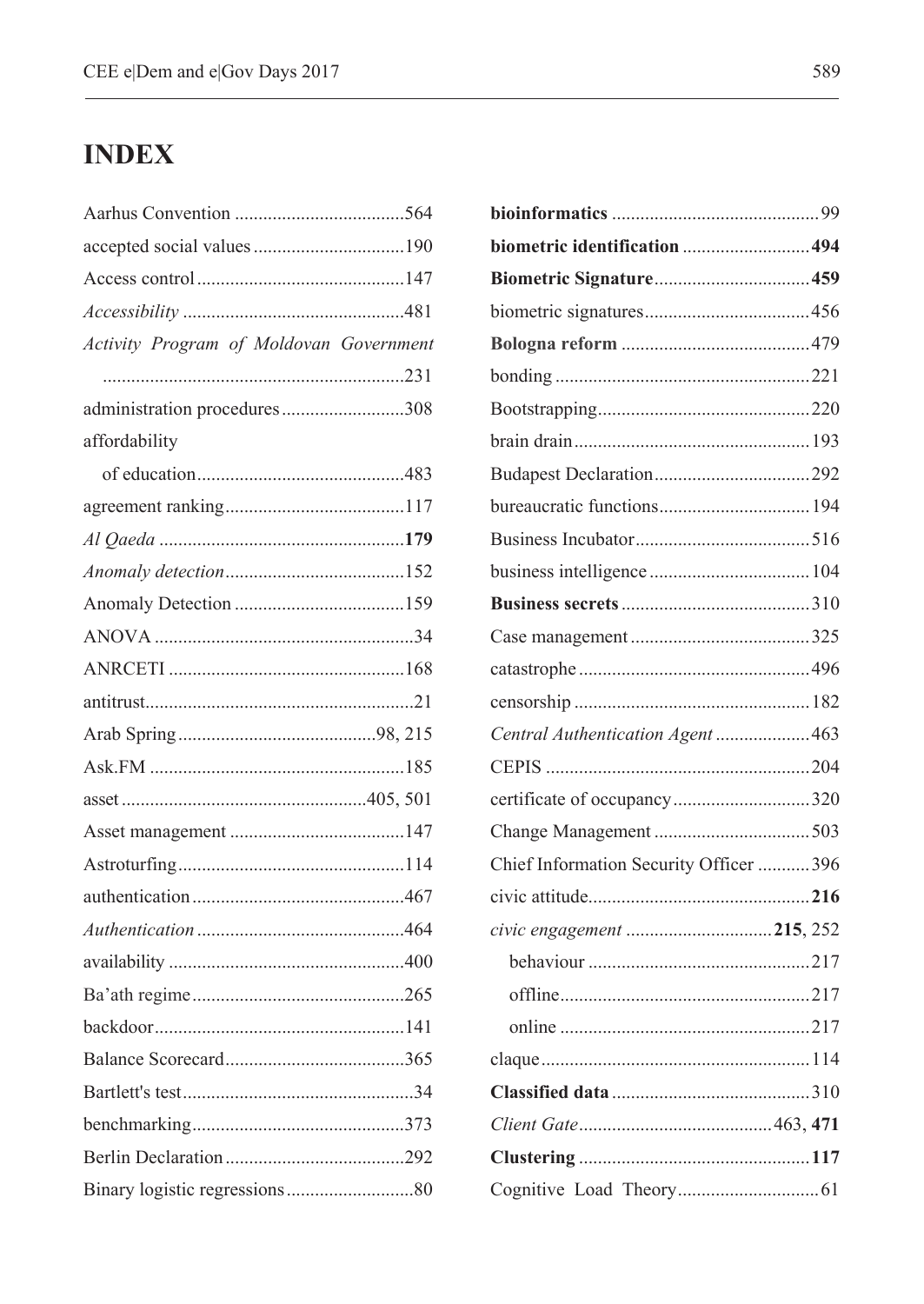# INDEX

Aarhus Convention ....................................564
accepted social values ................................190
Access control ...........................................147
*Accessibility* ..............................................481
*Activity Program of Moldovan Government* ...............................................................231
administration procedures ..........................308
affordability
  of education ...........................................483
agreement ranking ......................................117
*Al Qaeda* ...................................................**179**
*Anomaly detection* .....................................152
Anomaly Detection ....................................159
ANOVA .......................................................34
ANRCETI ..................................................168
antitrust.........................................................21
Arab Spring .........................................98, 215
Ask.FM .....................................................185
asset ...................................................405, 501
Asset management .....................................147
Astroturfing ................................................114
authentication .............................................467
*Authentication* ............................................464
availability ..................................................400
Ba'ath regime .............................................265
backdoor .....................................................141
Balance Scorecard ......................................365
Bartlett's test .................................................34
benchmarking .............................................373
Berlin Declaration ......................................292
Binary logistic regressions ...........................80
**bioinformatics** ............................................99
**biometric identification** ...........................**494**
**Biometric Signature** .................................**459**
biometric signatures ...................................456
**Bologna reform** .......................................479
bonding ......................................................221
Bootstrapping .............................................220
brain drain ..................................................193
Budapest Declaration .................................292
bureaucratic functions ................................194
Business Incubator .....................................516
business intelligence ..................................104
**Business secrets** ........................................310
Case management .......................................325
catastrophe .................................................496
censorship ..................................................182
*Central Authentication Agent* ....................463
CEPIS ........................................................204
certificate of occupancy .............................320
Change Management .................................503
Chief Information Security Officer ...........396
civic attitude ...............................................**216**
*civic engagement* ...............................**215**, 252
  behaviour ...............................................217
  offline .....................................................217
  online .....................................................217
claque .........................................................114
**Classified data** ..........................................310
*Client Gate* .........................................463, **471**
**Clustering** .................................................**117**
Cognitive Load Theory ................................61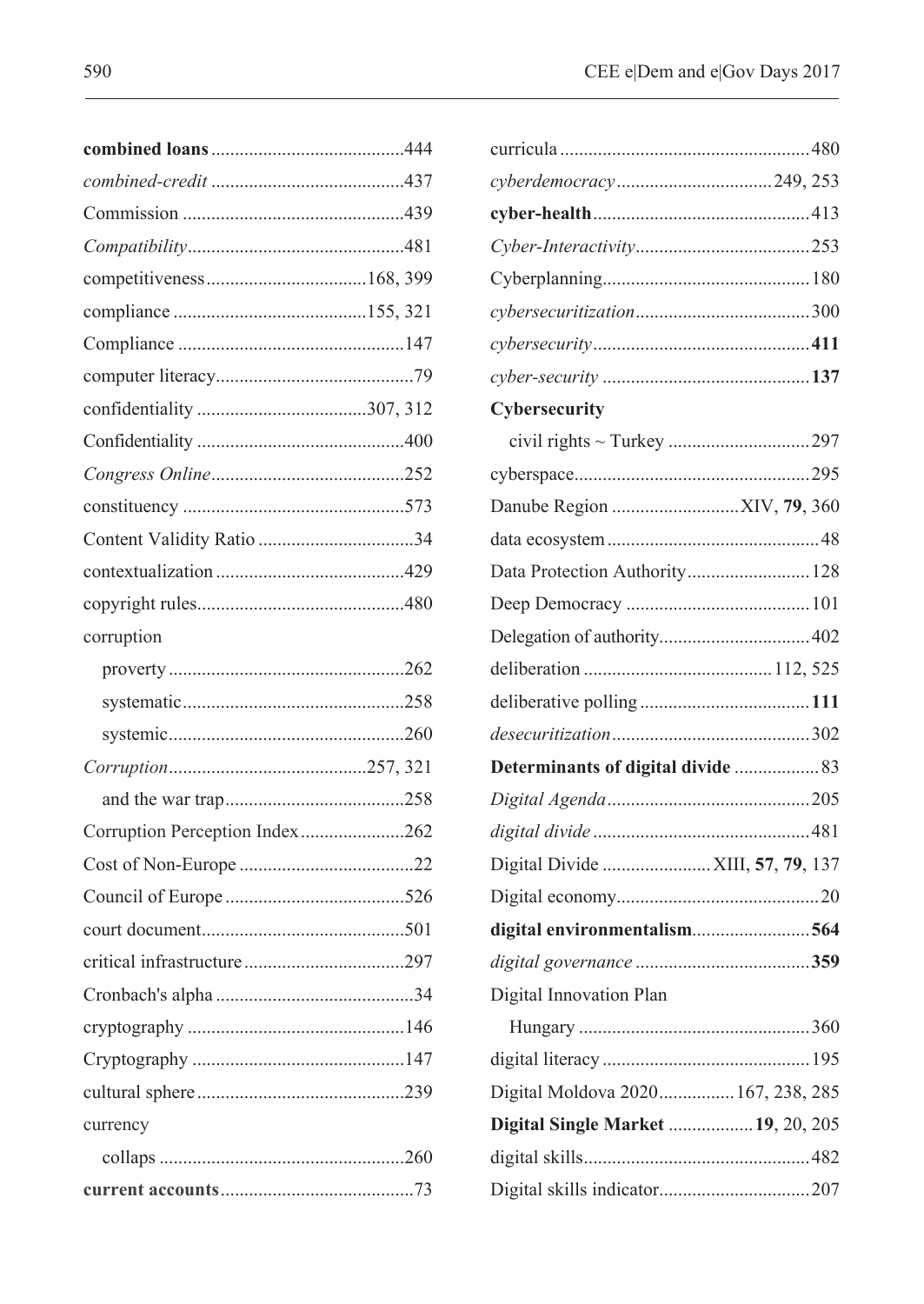**combined loans**..........................................444

*combined-credit* ..........................................437

Commission ..............................................439

*Compatibility*.............................................481

competitiveness..................................168, 399

compliance .........................................155, 321

Compliance ................................................147

computer literacy..........................................79

confidentiality ....................................307, 312

Confidentiality ............................................400

*Congress Online*.........................................252

constituency ...............................................573

Content Validity Ratio .................................34

contextualization ........................................429

copyright rules............................................480

corruption

  proverty ..................................................262

  systematic...............................................258

  systemic..................................................260

*Corruption*..........................................257, 321

  and the war trap......................................258

Corruption Perception Index......................262

Cost of Non-Europe .....................................22

Council of Europe ......................................526

court document...........................................501

critical infrastructure ..................................297

Cronbach's alpha ..........................................34

cryptography ..............................................146

Cryptography .............................................147

cultural sphere ............................................239

currency

  collaps ....................................................260

**current accounts**.........................................73

curricula .....................................................480

*cyberdemocracy* .................................249, 253

**cyber-health**.............................................413

*Cyber-Interactivity*.....................................253

Cyberplanning............................................180

*cybersecuritization*.....................................300

*cybersecurity*..............................................**411**

*cyber-security* ............................................**137**

**Cybersecurity**

  civil rights ~ Turkey ..............................297

cyberspace..................................................295

Danube Region ...........................XIV, **79**, 360

data ecosystem .............................................48

Data Protection Authority..........................128

Deep Democracy .......................................101

Delegation of authority...............................402

deliberation ........................................112, 525

deliberative polling ....................................**111**

*desecuritization*..........................................302

**Determinants of digital divide** ..................83

*Digital Agenda*...........................................205

*digital divide* ..............................................481

Digital Divide .......................XIII, **57**, **79**, 137

Digital economy...........................................20

**digital environmentalism**.........................**564**

*digital governance* .....................................**359**

Digital Innovation Plan

  Hungary .................................................360

digital literacy ............................................195

Digital Moldova 2020................167, 238, 285

**Digital Single Market** ..................**19**, 20, 205

digital skills................................................482

Digital skills indicator................................207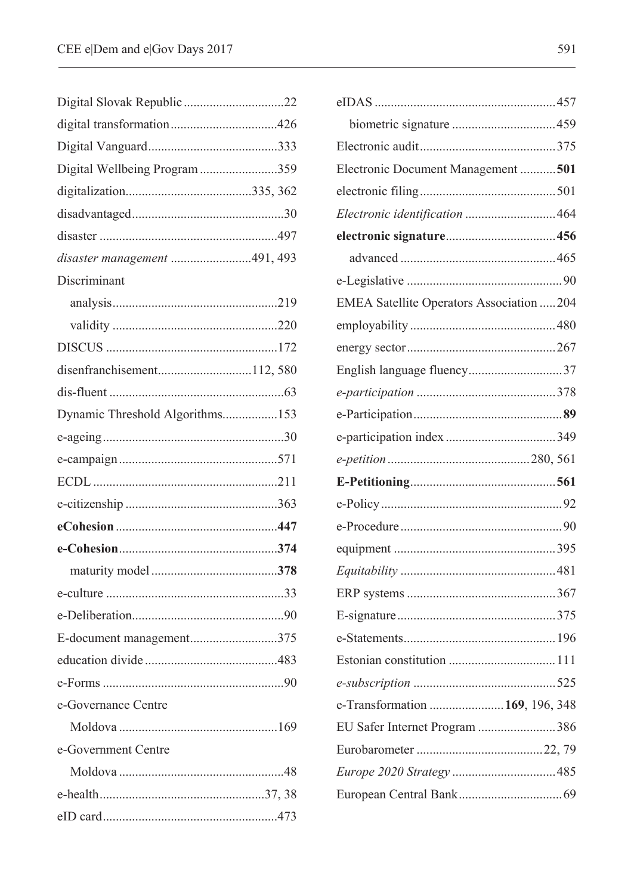Digital Slovak Republic ....22
digital transformation ....426
Digital Vanguard ....333
Digital Wellbeing Program ....359
digitalization ....335, 362
disadvantaged ....30
disaster ....497
*disaster management* ....491, 493
Discriminant
  analysis ....219
  validity ....220
DISCUS ....172
disenfranchisement ....112, 580
dis-fluent ....63
Dynamic Threshold Algorithms ....153
e-ageing ....30
e-campaign ....571
ECDL ....211
e-citizenship ....363
**eCohesion ....447**
**e-Cohesion ....374**
  maturity model ....**378**
e-culture ....33
e-Deliberation ....90
E-document management ....375
education divide ....483
e-Forms ....90
e-Governance Centre
  Moldova ....169
e-Government Centre
  Moldova ....48
e-health ....37, 38
eID card ....473
eIDAS ....457
  biometric signature ....459
Electronic audit ....375
Electronic Document Management ....**501**
electronic filing ....501
*Electronic identification* ....464
**electronic signature ....456**
  advanced ....465
e-Legislative ....90
EMEA Satellite Operators Association ....204
employability ....480
energy sector ....267
English language fluency ....37
*e-participation* ....378
e-Participation ....**89**
e-participation index ....349
*e-petition* ....280, 561
**E-Petitioning ....561**
e-Policy ....92
e-Procedure ....90
equipment ....395
*Equitability* ....481
ERP systems ....367
E-signature ....375
e-Statements ....196
Estonian constitution ....111
*e-subscription* ....525
e-Transformation ....**169**, 196, 348
EU Safer Internet Program ....386
Eurobarometer ....22, 79
*Europe 2020 Strategy* ....485
European Central Bank ....69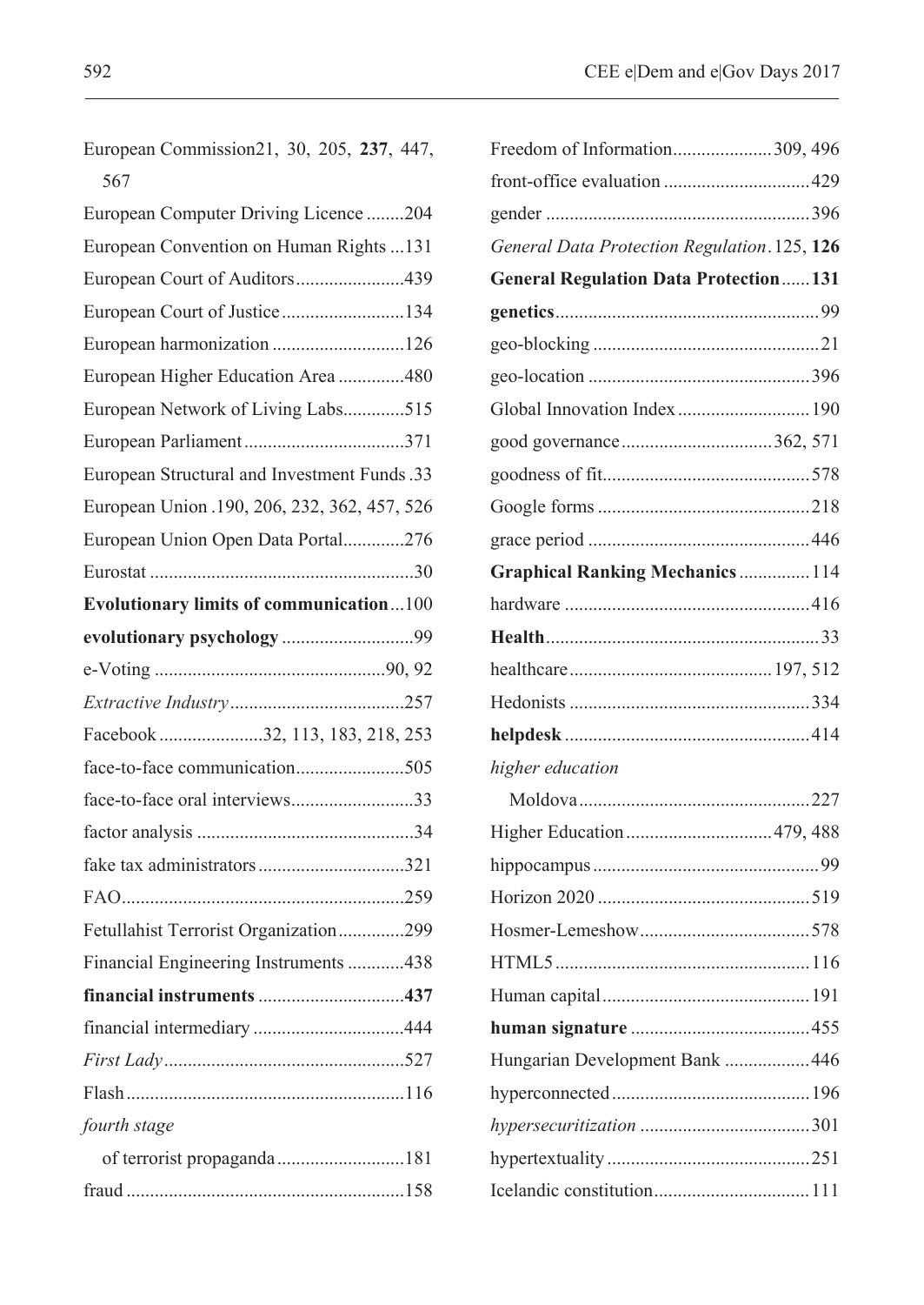European Commission21, 30, 205, **237**, 447, 567

European Computer Driving Licence ........204

European Convention on Human Rights ...131

European Court of Auditors.......................439

European Court of Justice ..........................134

European harmonization ............................126

European Higher Education Area ..............480

European Network of Living Labs.............515

European Parliament ..................................371

European Structural and Investment Funds .33

European Union .190, 206, 232, 362, 457, 526

European Union Open Data Portal.............276

Eurostat ........................................................30

**Evolutionary limits of communication**...100

**evolutionary psychology** ............................99

e-Voting ................................................90, 92

*Extractive Industry* .....................................257

Facebook ......................32, 113, 183, 218, 253

face-to-face communication.......................505

face-to-face oral interviews..........................33

factor analysis ..............................................34

fake tax administrators ...............................321

FAO............................................................259

Fetullahist Terrorist Organization..............299

Financial Engineering Instruments ............438

**financial instruments** ..............................**437**

financial intermediary ................................444

*First Lady* ...................................................527

Flash ...........................................................116

*fourth stage*

  of terrorist propaganda ...........................181

fraud ...........................................................158

Freedom of Information.....................309, 496

front-office evaluation ...............................429

gender ........................................................396

*General Data Protection Regulation*.125, **126**

**General Regulation Data Protection**......**131**

**genetics**........................................................99

geo-blocking ................................................21

geo-location ...............................................396

Global Innovation Index ............................190

good governance ................................362, 571

goodness of fit............................................578

Google forms .............................................218

grace period ...............................................446

**Graphical Ranking Mechanics** ...............114

hardware ....................................................416

**Health**..........................................................33

healthcare ...........................................197, 512

Hedonists ...................................................334

**helpdesk** ....................................................414

*higher education*

  Moldova .................................................227

Higher Education ...............................479, 488

hippocampus ................................................99

Horizon 2020 .............................................519

Hosmer-Lemeshow ....................................578

HTML5 ......................................................116

Human capital ............................................191

**human signature** ......................................455

Hungarian Development Bank ..................446

hyperconnected ..........................................196

*hypersecuritization* ....................................301

hypertextuality ...........................................251

Icelandic constitution .................................111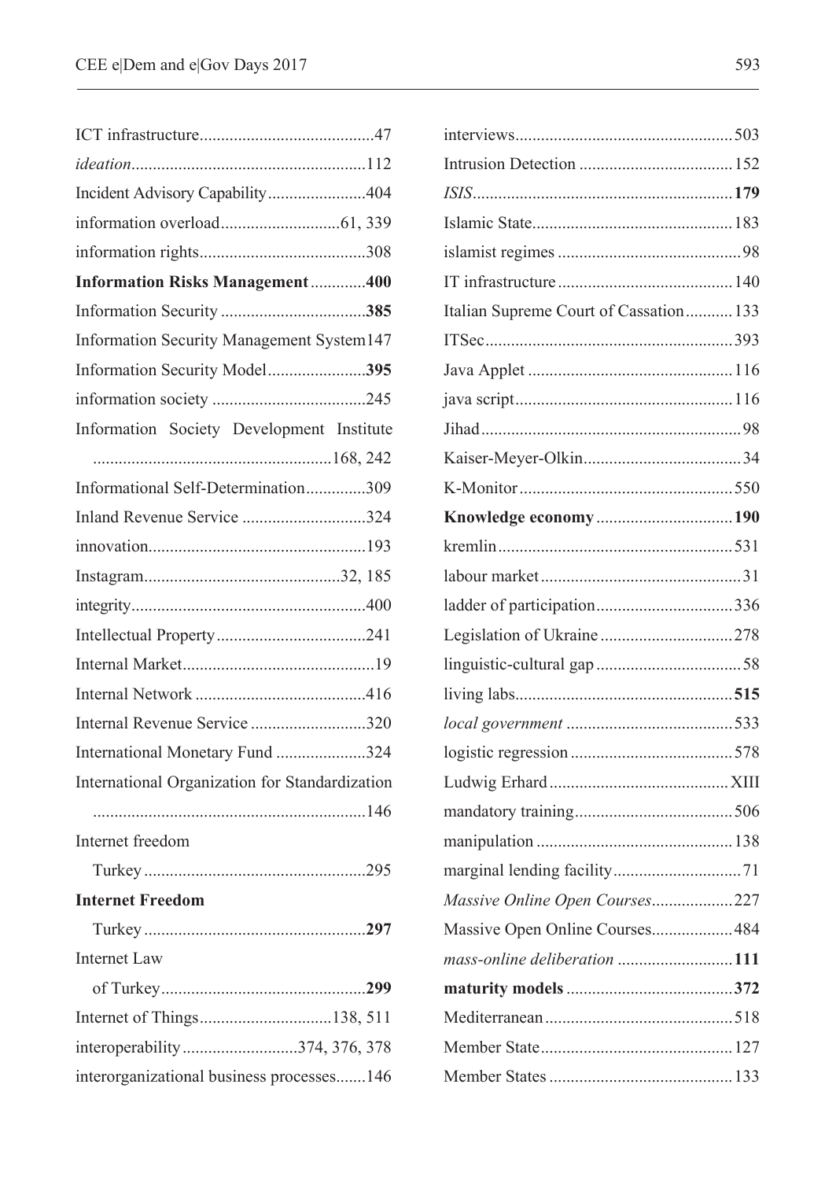ICT infrastructure.........................................47

*ideation*.......................................................112

Incident Advisory Capability.......................404

information overload............................61, 339

information rights.......................................308

**Information Risks Management**.............**400**

Information Security ..................................**385**

Information Security Management System147

Information Security Model.......................**395**

information society ....................................245

Information Society Development Institute ........................................................168, 242

Informational Self-Determination..............309

Inland Revenue Service .............................324

innovation...................................................193

Instagram..............................................32, 185

integrity.......................................................400

Intellectual Property...................................241

Internal Market.............................................19

Internal Network ........................................416

Internal Revenue Service ...........................320

International Monetary Fund .....................324

International Organization for Standardization ................................................................146

Internet freedom

  Turkey ....................................................295

**Internet Freedom**

  Turkey ....................................................**297**

Internet Law

  of Turkey................................................**299**

Internet of Things...............................138, 511

interoperability...........................374, 376, 378

interorganizational business processes.......146

interviews...................................................503

Intrusion Detection ....................................152

*ISIS*.............................................................**179**

Islamic State...............................................183

islamist regimes ...........................................98

IT infrastructure .........................................140

Italian Supreme Court of Cassation...........133

ITSec..........................................................393

Java Applet ................................................116

java script...................................................116

Jihad.............................................................98

Kaiser-Meyer-Olkin.....................................34

K-Monitor..................................................550

**Knowledge economy** ................................**190**

kremlin.......................................................531

labour market...............................................31

ladder of participation................................336

Legislation of Ukraine ...............................278

linguistic-cultural gap ..................................58

living labs...................................................**515**

*local government* .......................................533

logistic regression ......................................578

Ludwig Erhard ..........................................XIII

mandatory training.....................................506

manipulation ..............................................138

marginal lending facility..............................71

*Massive Online Open Courses*...................227

Massive Open Online Courses...................484

*mass-online deliberation* ...........................**111**

**maturity models** .......................................**372**

Mediterranean............................................518

Member State.............................................127

Member States ...........................................133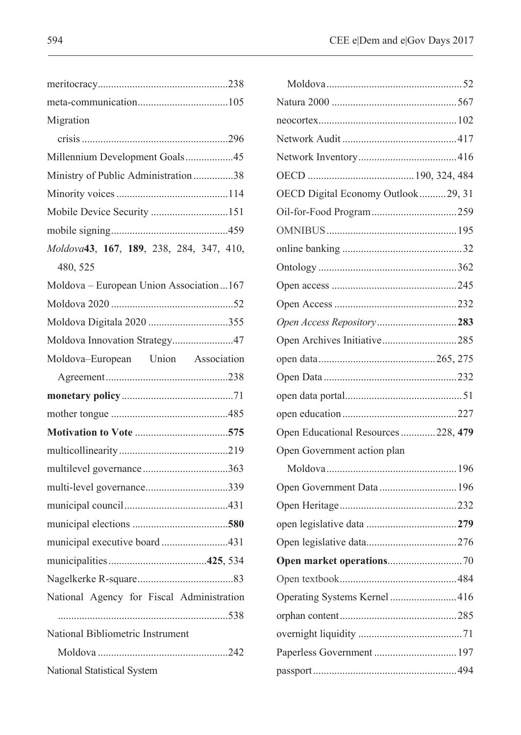meritocracy 238

meta-communication 105

Migration

  crisis 296

Millennium Development Goals 45

Ministry of Public Administration 38

Minority voices 114

Mobile Device Security 151

mobile signing 459

*Moldova* **43**, **167**, **189**, 238, 284, 347, 410, 480, 525

Moldova – European Union Association 167

Moldova 2020 52

Moldova Digitala 2020 355

Moldova Innovation Strategy 47

Moldova–European Union Association Agreement 238

**monetary policy** 71

mother tongue 485

**Motivation to Vote** **575**

multicollinearity 219

multilevel governance 363

multi-level governance 339

municipal council 431

municipal elections **580**

municipal executive board 431

municipalities **425**, 534

Nagelkerke R-square 83

National Agency for Fiscal Administration 538

National Bibliometric Instrument

  Moldova 242

National Statistical System

  Moldova 52

Natura 2000 567

neocortex 102

Network Audit 417

Network Inventory 416

OECD 190, 324, 484

OECD Digital Economy Outlook 29, 31

Oil-for-Food Program 259

OMNIBUS 195

online banking 32

Ontology 362

Open access 245

Open Access 232

*Open Access Repository* **283**

Open Archives Initiative 285

open data 265, 275

Open Data 232

open data portal 51

open education 227

Open Educational Resources 228, **479**

Open Government action plan

  Moldova 196

Open Government Data 196

Open Heritage 232

open legislative data **279**

Open legislative data 276

**Open market operations** 70

Open textbook 484

Operating Systems Kernel 416

orphan content 285

overnight liquidity 71

Paperless Government 197

passport 494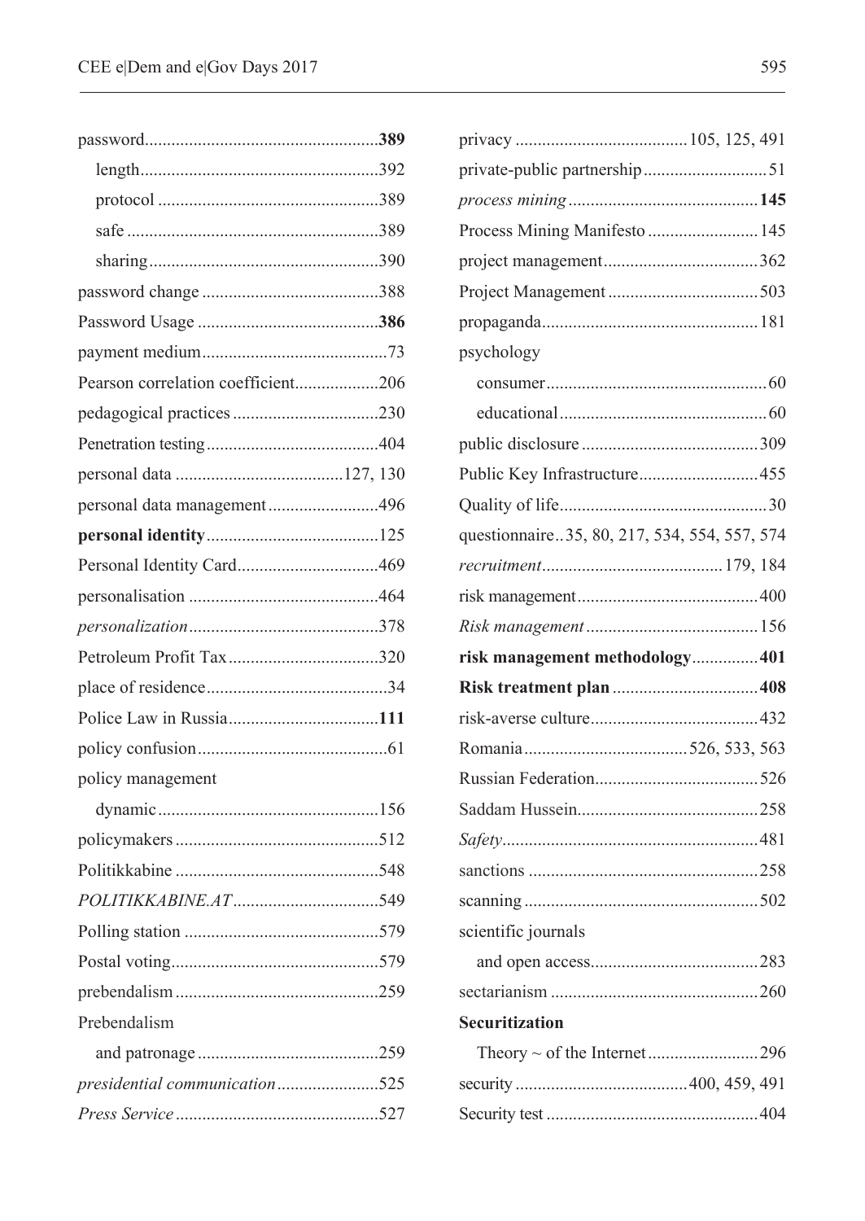password...................................................**389**
  length.....................................................392
  protocol .................................................389
  safe ........................................................389
  sharing...................................................390
password change ........................................388
Password Usage .........................................**386**
payment medium..........................................73
Pearson correlation coefficient...................206
pedagogical practices .................................230
Penetration testing......................................404
personal data ......................................127, 130
personal data management .........................496
**personal identity**.......................................125
Personal Identity Card................................469
personalisation ...........................................464
*personalization*...........................................378
Petroleum Profit Tax ..................................320
place of residence.........................................34
Police Law in Russia..................................**111**
policy confusion...........................................61
policy management
  dynamic .................................................156
policymakers .............................................512
Politikkabine ..............................................548
*POLITIKKABINE.AT*.................................549
Polling station ............................................579
Postal voting...............................................579
prebendalism .............................................259
Prebendalism
  and patronage .........................................259
*presidential communication*.......................525
*Press Service*.............................................527
privacy .......................................105, 125, 491
private-public partnership ............................51
*process mining*..........................................**145**
Process Mining Manifesto .........................145
project management...................................362
Project Management .................................503
propaganda.................................................181
psychology
  consumer.................................................60
  educational...............................................60
public disclosure ........................................309
Public Key Infrastructure...........................455
Quality of life...............................................30
questionnaire..35, 80, 217, 534, 554, 557, 574
*recruitment*.........................................179, 184
risk management.........................................400
*Risk management*.......................................156
**risk management methodology**...............**401**
**Risk treatment plan** ................................**408**
risk-averse culture......................................432
Romania .....................................526, 533, 563
Russian Federation.....................................526
Saddam Hussein.........................................258
*Safety*..........................................................481
sanctions ....................................................258
scanning .....................................................502
scientific journals
  and open access.....................................283
sectarianism ...............................................260
**Securitization**
  Theory ~ of the Internet.........................296
security .......................................400, 459, 491
Security test ...............................................404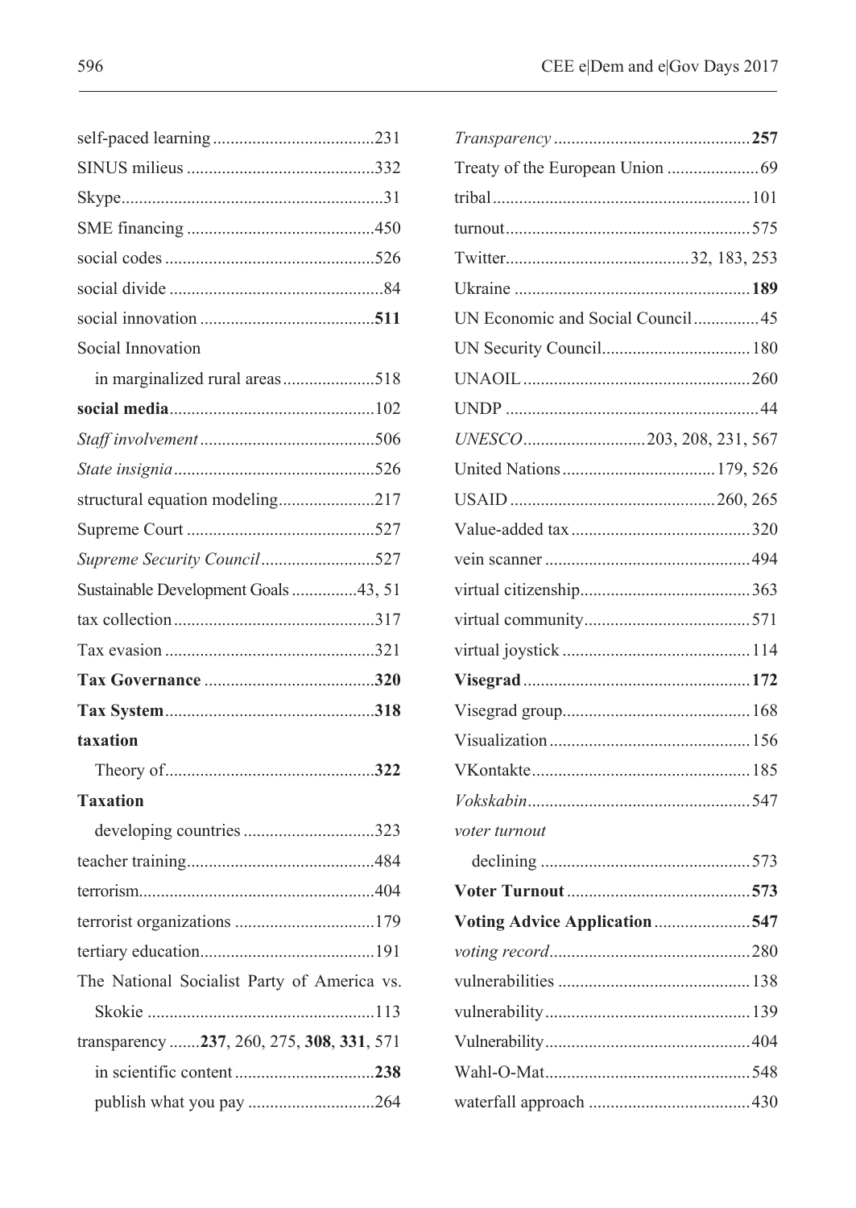self-paced learning 231
SINUS milieus 332
Skype 31
SME financing 450
social codes 526
social divide 84
social innovation **511**
Social Innovation
  in marginalized rural areas 518
**social media** 102
*Staff involvement* 506
*State insignia* 526
structural equation modeling 217
Supreme Court 527
*Supreme Security Council* 527
Sustainable Development Goals 43, 51
tax collection 317
Tax evasion 321
**Tax Governance** **320**
**Tax System** **318**
**taxation**
  Theory of **322**
**Taxation**
  developing countries 323
teacher training 484
terrorism 404
terrorist organizations 179
tertiary education 191
The National Socialist Party of America vs. Skokie 113
transparency **237**, 260, 275, **308**, **331**, 571
  in scientific content **238**
  publish what you pay 264
*Transparency* **257**
Treaty of the European Union 69
tribal 101
turnout 575
Twitter 32, 183, 253
Ukraine **189**
UN Economic and Social Council 45
UN Security Council 180
UNAOIL 260
UNDP 44
*UNESCO* 203, 208, 231, 567
United Nations 179, 526
USAID 260, 265
Value-added tax 320
vein scanner 494
virtual citizenship 363
virtual community 571
virtual joystick 114
**Visegrad** **172**
Visegrad group 168
Visualization 156
VKontakte 185
*Vokskabin* 547
*voter turnout*
  declining 573
**Voter Turnout** **573**
**Voting Advice Application** **547**
*voting record* 280
vulnerabilities 138
vulnerability 139
Vulnerability 404
Wahl-O-Mat 548
waterfall approach 430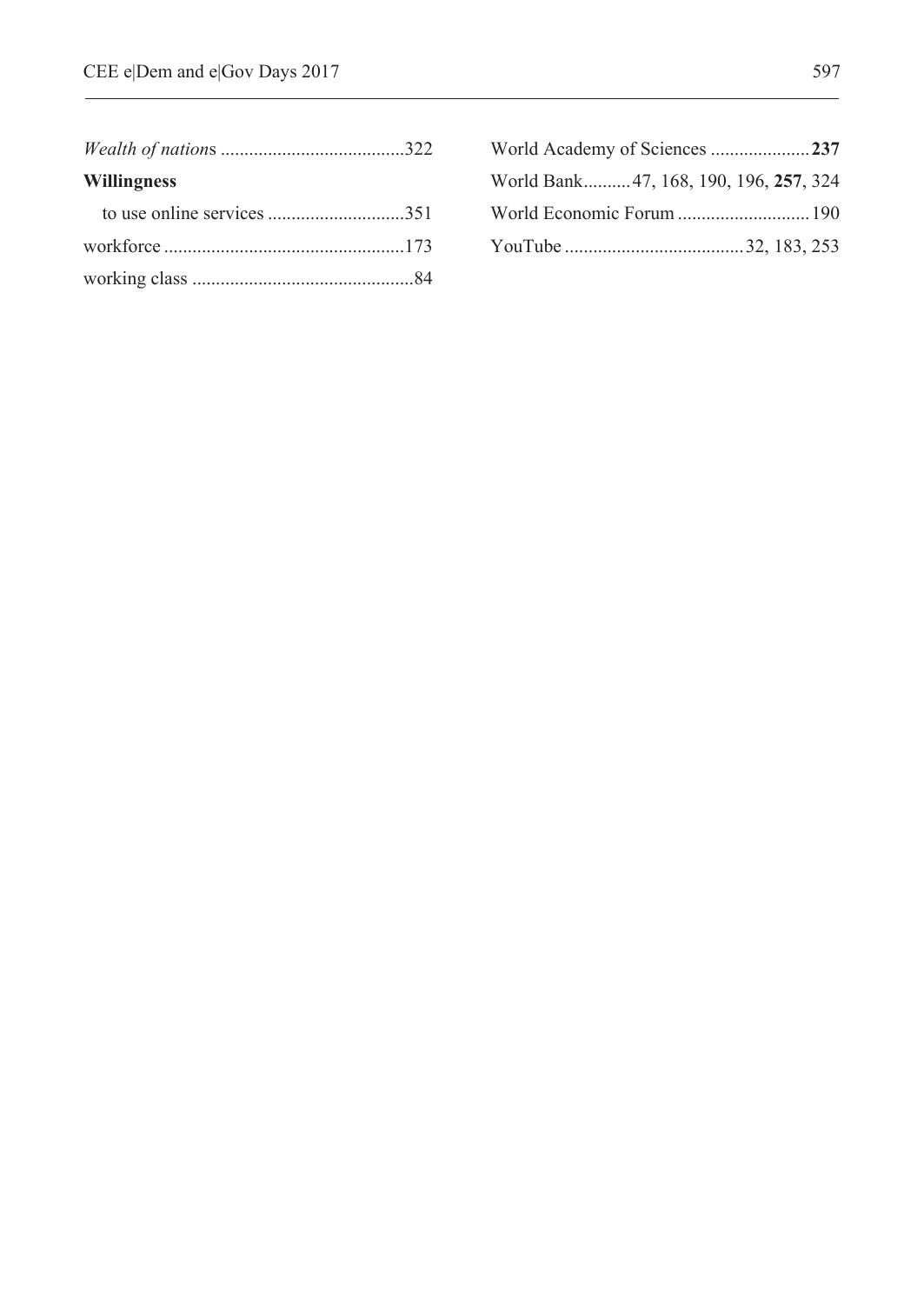*Wealth of nation*s ....................................... 322

**Willingness**

  to use online services ............................. 351

workforce ................................................... 173

working class ............................................... 84

World Academy of Sciences ..................... **237**

World Bank .......... 47, 168, 190, 196, **257**, 324

World Economic Forum ............................ 190

YouTube ...................................... 32, 183, 253